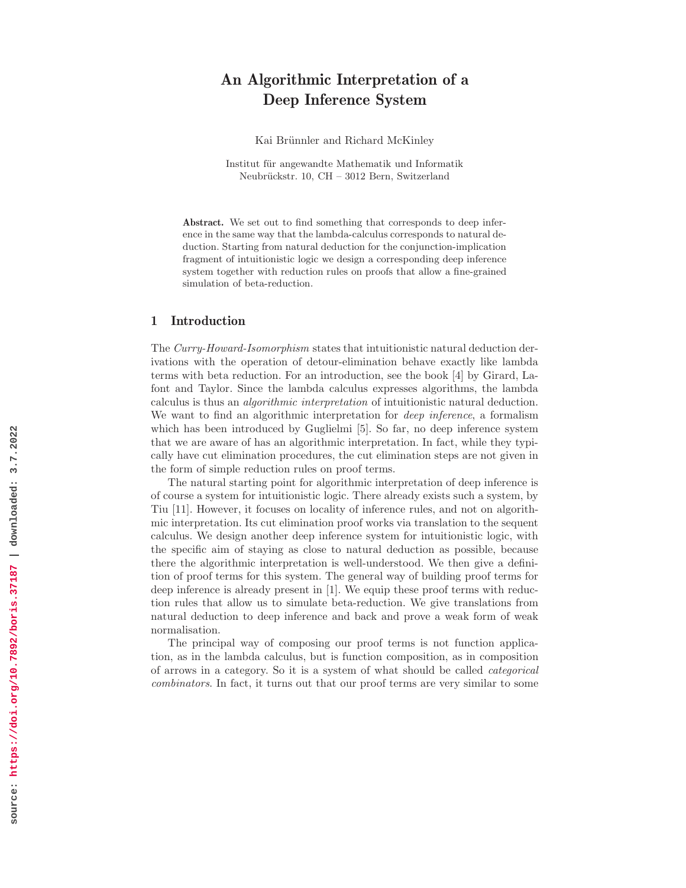# An Algorithmic Interpretation of a Deep Inference System

Kai Brünnler and Richard McKinley

Institut für angewandte Mathematik und Informatik
Neubrückstr. 10, CH – 3012 Bern, Switzerland

**Abstract.** We set out to find something that corresponds to deep inference in the same way that the lambda-calculus corresponds to natural deduction. Starting from natural deduction for the conjunction-implication fragment of intuitionistic logic we design a corresponding deep inference system together with reduction rules on proofs that allow a fine-grained simulation of beta-reduction.

## 1 Introduction

The *Curry-Howard-Isomorphism* states that intuitionistic natural deduction derivations with the operation of detour-elimination behave exactly like lambda terms with beta reduction. For an introduction, see the book [4] by Girard, Lafont and Taylor. Since the lambda calculus expresses algorithms, the lambda calculus is thus an *algorithmic interpretation* of intuitionistic natural deduction. We want to find an algorithmic interpretation for *deep inference*, a formalism which has been introduced by Guglielmi [5]. So far, no deep inference system that we are aware of has an algorithmic interpretation. In fact, while they typically have cut elimination procedures, the cut elimination steps are not given in the form of simple reduction rules on proof terms.

The natural starting point for algorithmic interpretation of deep inference is of course a system for intuitionistic logic. There already exists such a system, by Tiu [11]. However, it focuses on locality of inference rules, and not on algorithmic interpretation. Its cut elimination proof works via translation to the sequent calculus. We design another deep inference system for intuitionistic logic, with the specific aim of staying as close to natural deduction as possible, because there the algorithmic interpretation is well-understood. We then give a definition of proof terms for this system. The general way of building proof terms for deep inference is already present in [1]. We equip these proof terms with reduction rules that allow us to simulate beta-reduction. We give translations from natural deduction to deep inference and back and prove a weak form of weak normalisation.

The principal way of composing our proof terms is not function application, as in the lambda calculus, but is function composition, as in composition of arrows in a category. So it is a system of what should be called *categorical combinators*. In fact, it turns out that our proof terms are very similar to some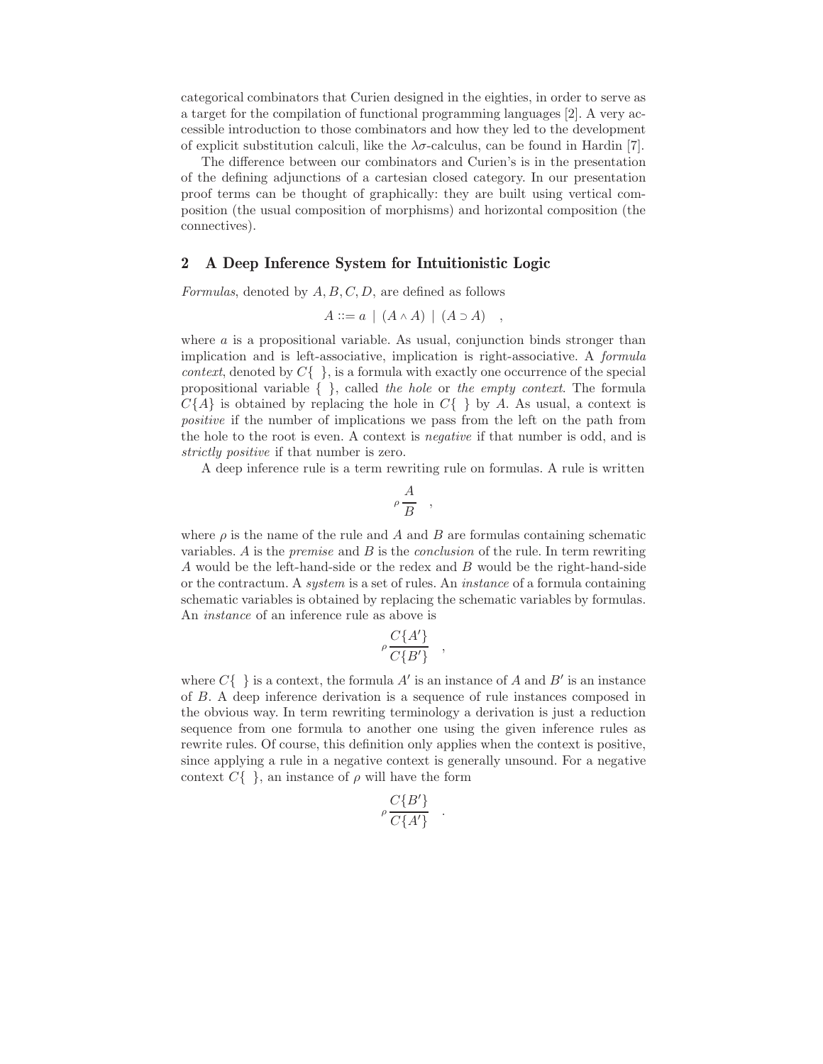categorical combinators that Curien designed in the eighties, in order to serve as a target for the compilation of functional programming languages [2]. A very accessible introduction to those combinators and how they led to the development of explicit substitution calculi, like the $\lambda\sigma$-calculus, can be found in Hardin [7].

The difference between our combinators and Curien's is in the presentation of the defining adjunctions of a cartesian closed category. In our presentation proof terms can be thought of graphically: they are built using vertical composition (the usual composition of morphisms) and horizontal composition (the connectives).

## 2 A Deep Inference System for Intuitionistic Logic

*Formulas*, denoted by $A, B, C, D$, are defined as follows

$$A ::= a \mid (A \wedge A) \mid (A \supset A) \quad ,$$

where $a$ is a propositional variable. As usual, conjunction binds stronger than implication and is left-associative, implication is right-associative. A *formula context*, denoted by $C\{\ \}$, is a formula with exactly one occurrence of the special propositional variable $\{\ \}$, called *the hole* or *the empty context*. The formula $C\{A\}$ is obtained by replacing the hole in $C\{\ \}$ by $A$. As usual, a context is *positive* if the number of implications we pass from the left on the path from the hole to the root is even. A context is *negative* if that number is odd, and is *strictly positive* if that number is zero.

A deep inference rule is a term rewriting rule on formulas. A rule is written

$$\rho \frac{A}{B} \quad ,$$

where $\rho$ is the name of the rule and $A$ and $B$ are formulas containing schematic variables. $A$ is the *premise* and $B$ is the *conclusion* of the rule. In term rewriting $A$ would be the left-hand-side or the redex and $B$ would be the right-hand-side or the contractum. A *system* is a set of rules. An *instance* of a formula containing schematic variables is obtained by replacing the schematic variables by formulas. An *instance* of an inference rule as above is

$$\rho \frac{C\{A'\}}{C\{B'\}} \quad ,$$

where $C\{\ \}$ is a context, the formula $A'$ is an instance of $A$ and $B'$ is an instance of $B$. A deep inference derivation is a sequence of rule instances composed in the obvious way. In term rewriting terminology a derivation is just a reduction sequence from one formula to another one using the given inference rules as rewrite rules. Of course, this definition only applies when the context is positive, since applying a rule in a negative context is generally unsound. For a negative context $C\{\ \}$, an instance of $\rho$ will have the form

$$\rho \frac{C\{B'\}}{C\{A'\}} \quad .$$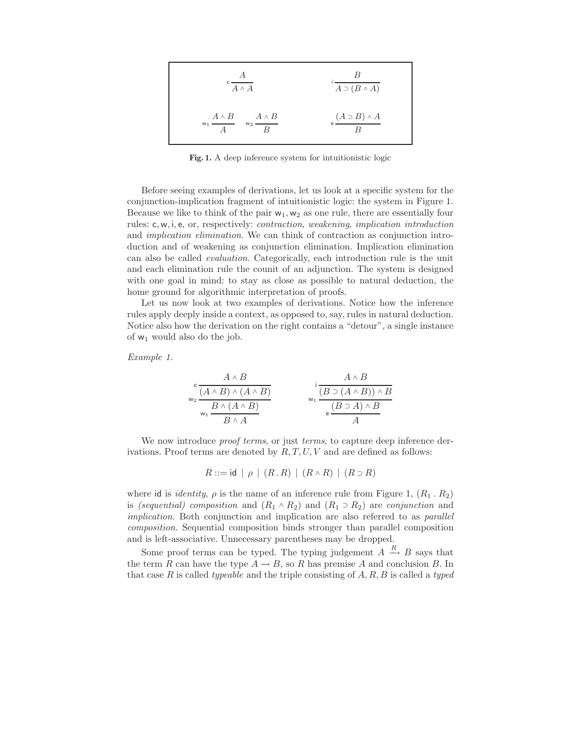$$
\mathsf{c}\,\frac{A}{A \wedge A} \qquad\qquad \mathsf{i}\,\frac{B}{A \supset (B \wedge A)}
$$

$$
\mathsf{w}_1\,\frac{A \wedge B}{A} \quad \mathsf{w}_2\,\frac{A \wedge B}{B} \qquad\qquad \mathsf{e}\,\frac{(A \supset B) \wedge A}{B}
$$

**Fig. 1.** A deep inference system for intuitionistic logic

Before seeing examples of derivations, let us look at a specific system for the conjunction-implication fragment of intuitionistic logic: the system in Figure 1. Because we like to think of the pair $\mathsf{w}_1, \mathsf{w}_2$ as one rule, there are essentially four rules: $\mathsf{c}, \mathsf{w}, \mathsf{i}, \mathsf{e}$, or, respectively: *contraction*, *weakening*, *implication introduction* and *implication elimination*. We can think of contraction as conjunction introduction and of weakening as conjunction elimination. Implication elimination can also be called *evaluation*. Categorically, each introduction rule is the unit and each elimination rule the counit of an adjunction. The system is designed with one goal in mind: to stay as close as possible to natural deduction, the home ground for algorithmic interpretation of proofs.

Let us now look at two examples of derivations. Notice how the inference rules apply deeply inside a context, as opposed to, say, rules in natural deduction. Notice also how the derivation on the right contains a "detour", a single instance of $\mathsf{w}_1$ would also do the job.

*Example 1.*

$$
\begin{array}{c}
A \wedge B \\
\hline
\mathsf{c}\;\; (A \wedge B) \wedge (A \wedge B) \\
\hline
\mathsf{w}_2\;\; B \wedge (A \wedge B) \\
\hline
\mathsf{w}_1\;\; B \wedge A
\end{array}
\qquad\qquad
\begin{array}{c}
A \wedge B \\
\hline
\mathsf{i}\;\; (B \supset (A \wedge B)) \wedge B \\
\hline
\mathsf{w}_1\;\; (B \supset A) \wedge B \\
\hline
\mathsf{e}\;\; A
\end{array}
$$

We now introduce *proof terms*, or just *terms*, to capture deep inference derivations. Proof terms are denoted by $R, T, U, V$ and are defined as follows:

$$
R ::= \mathsf{id} \mid \rho \mid (R\,.\,R) \mid (R \wedge R) \mid (R \supset R)
$$

where $\mathsf{id}$ is *identity*, $\rho$ is the name of an inference rule from Figure 1, $(R_1\,.\,R_2)$ is *(sequential) composition* and $(R_1 \wedge R_2)$ and $(R_1 \supset R_2)$ are *conjunction* and *implication*. Both conjunction and implication are also referred to as *parallel composition*. Sequential composition binds stronger than parallel composition and is left-associative. Unnecessary parentheses may be dropped.

Some proof terms can be typed. The typing judgement $A \xrightarrow{R} B$ says that the term $R$ can have the type $A \to B$, so $R$ has premise $A$ and conclusion $B$. In that case $R$ is called *typeable* and the triple consisting of $A, R, B$ is called a *typed*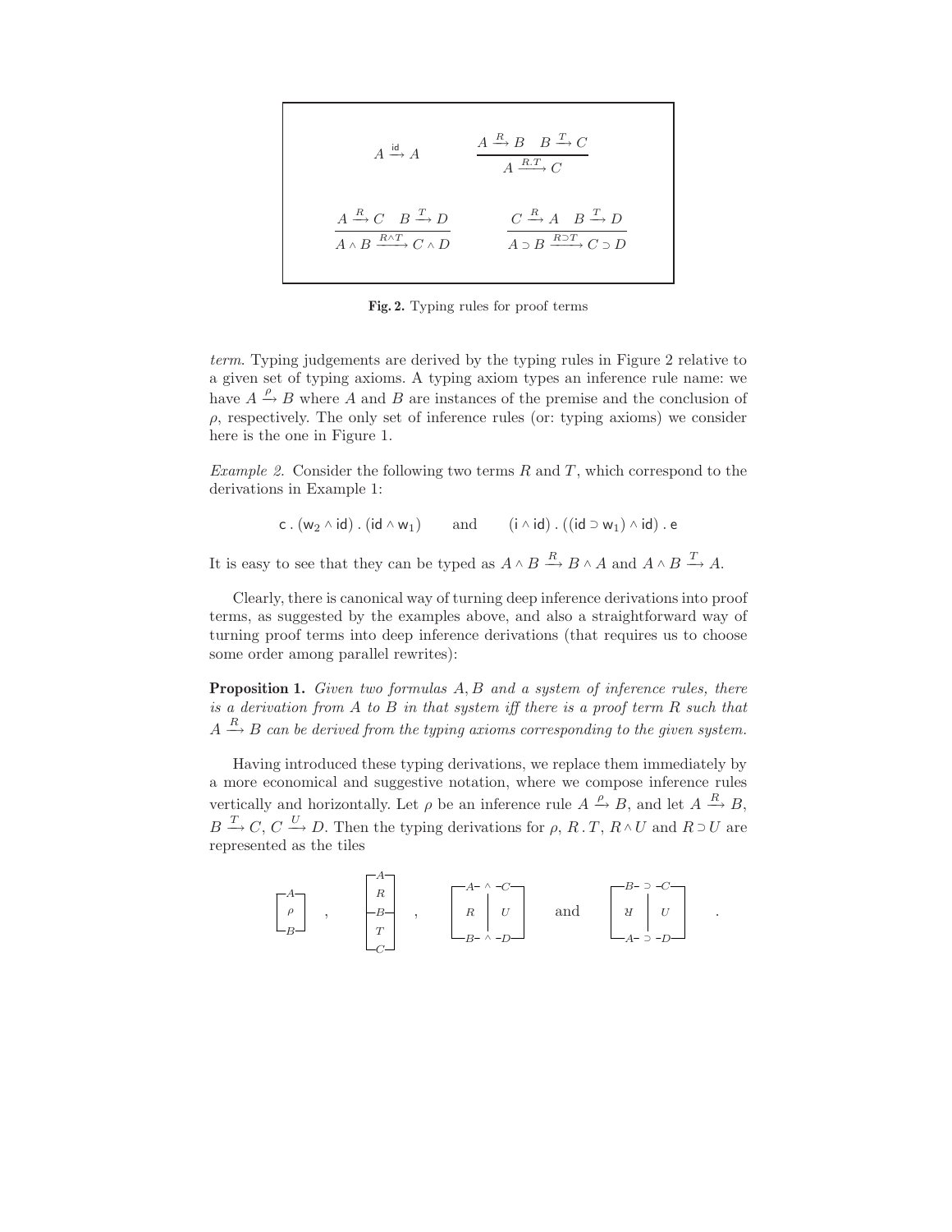$$A \xrightarrow{\mathsf{id}} A \qquad \frac{A \xrightarrow{R} B \quad B \xrightarrow{T} C}{A \xrightarrow{R.T} C}$$

$$\frac{A \xrightarrow{R} C \quad B \xrightarrow{T} D}{A \wedge B \xrightarrow{R \wedge T} C \wedge D} \qquad \frac{C \xrightarrow{R} A \quad B \xrightarrow{T} D}{A \supset B \xrightarrow{R \supset T} C \supset D}$$

**Fig. 2.** Typing rules for proof terms

*term*. Typing judgements are derived by the typing rules in Figure 2 relative to a given set of typing axioms. A typing axiom types an inference rule name: we have $A \xrightarrow{\rho} B$ where $A$ and $B$ are instances of the premise and the conclusion of $\rho$, respectively. The only set of inference rules (or: typing axioms) we consider here is the one in Figure 1.

*Example 2.* Consider the following two terms $R$ and $T$, which correspond to the derivations in Example 1:

$$\mathsf{c} \,.\, (\mathsf{w}_2 \wedge \mathsf{id}) \,.\, (\mathsf{id} \wedge \mathsf{w}_1) \qquad \text{and} \qquad (\mathsf{i} \wedge \mathsf{id}) \,.\, ((\mathsf{id} \supset \mathsf{w}_1) \wedge \mathsf{id}) \,.\, \mathsf{e}$$

It is easy to see that they can be typed as $A \wedge B \xrightarrow{R} B \wedge A$ and $A \wedge B \xrightarrow{T} A$.

Clearly, there is canonical way of turning deep inference derivations into proof terms, as suggested by the examples above, and also a straightforward way of turning proof terms into deep inference derivations (that requires us to choose some order among parallel rewrites):

**Proposition 1.** *Given two formulas $A, B$ and a system of inference rules, there is a derivation from $A$ to $B$ in that system iff there is a proof term $R$ such that $A \xrightarrow{R} B$ can be derived from the typing axioms corresponding to the given system.*

Having introduced these typing derivations, we replace them immediately by a more economical and suggestive notation, where we compose inference rules vertically and horizontally. Let $\rho$ be an inference rule $A \xrightarrow{\rho} B$, and let $A \xrightarrow{R} B$, $B \xrightarrow{T} C$, $C \xrightarrow{U} D$. Then the typing derivations for $\rho$, $R \,.\, T$, $R \wedge U$ and $R \supset U$ are represented as the tiles

$$\begin{bmatrix} A \\ \rho \\ B \end{bmatrix} \quad , \quad \begin{bmatrix} A \\ R \\ B \\ T \\ C \end{bmatrix} \quad , \quad \begin{bmatrix} A \wedge C \\ R \mid U \\ B \wedge D \end{bmatrix} \quad \text{and} \quad \begin{bmatrix} B \supset C \\ \reflectbox{$R$} \mid U \\ A \supset D \end{bmatrix} \quad .$$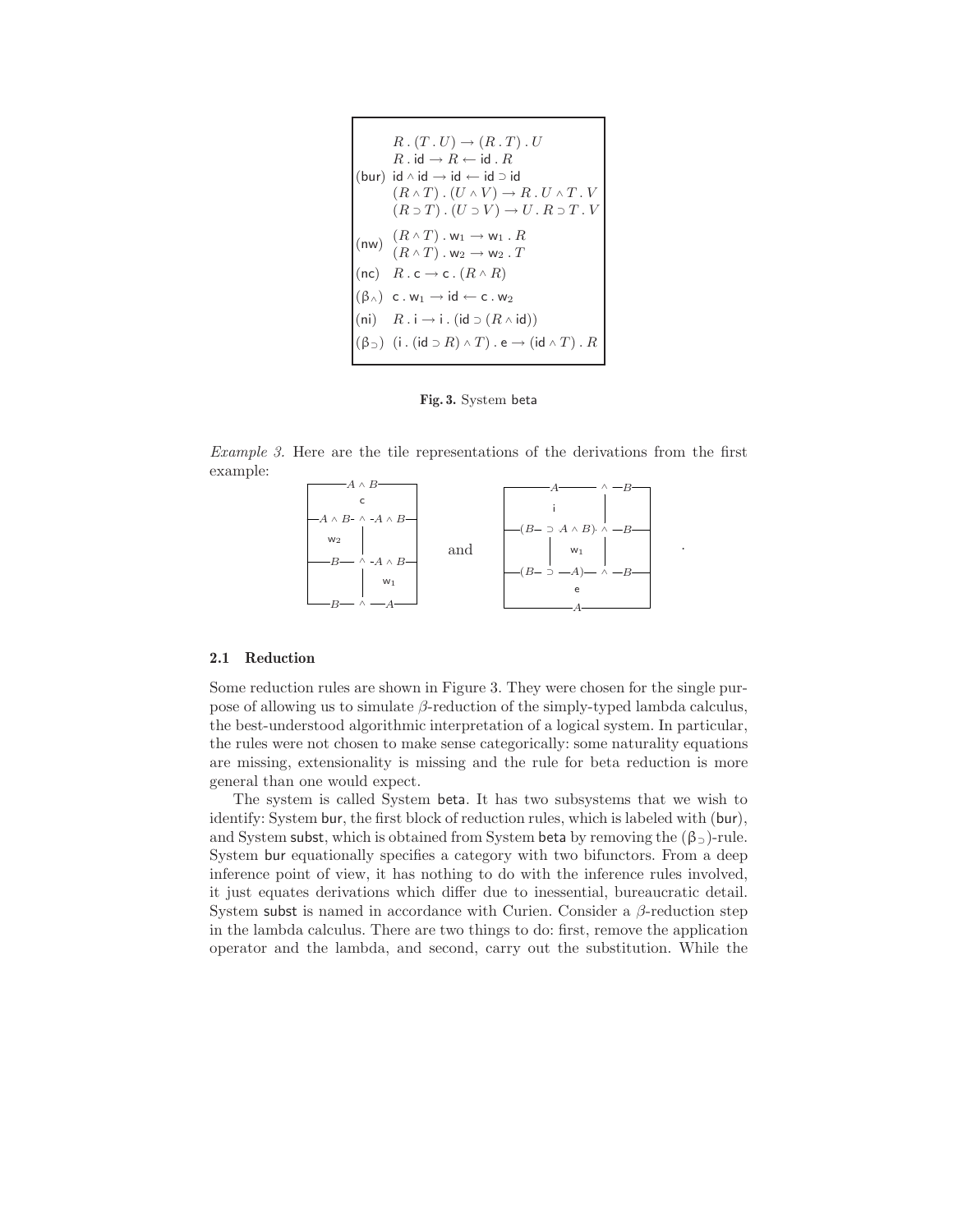$$
\begin{array}{ll}
 & R \,.\, (T \,.\, U) \to (R \,.\, T) \,.\, U \\
 & R \,.\, \mathsf{id} \to R \leftarrow \mathsf{id} \,.\, R \\
(\mathsf{bur}) & \mathsf{id} \wedge \mathsf{id} \to \mathsf{id} \leftarrow \mathsf{id} \supset \mathsf{id} \\
 & (R \wedge T) \,.\, (U \wedge V) \to R \,.\, U \wedge T \,.\, V \\
 & (R \supset T) \,.\, (U \supset V) \to U \,.\, R \supset T \,.\, V \\
(\mathsf{nw}) & (R \wedge T) \,.\, \mathsf{w}_1 \to \mathsf{w}_1 \,.\, R \\
 & (R \wedge T) \,.\, \mathsf{w}_2 \to \mathsf{w}_2 \,.\, T \\
(\mathsf{nc}) & R \,.\, \mathsf{c} \to \mathsf{c} \,.\, (R \wedge R) \\
(\beta_\wedge) & \mathsf{c} \,.\, \mathsf{w}_1 \to \mathsf{id} \leftarrow \mathsf{c} \,.\, \mathsf{w}_2 \\
(\mathsf{ni}) & R \,.\, \mathsf{i} \to \mathsf{i} \,.\, (\mathsf{id} \supset (R \wedge \mathsf{id})) \\
(\beta_\supset) & (\mathsf{i} \,.\, (\mathsf{id} \supset R) \wedge T) \,.\, \mathsf{e} \to (\mathsf{id} \wedge T) \,.\, R
\end{array}
$$

**Fig. 3.** System beta

*Example 3.* Here are the tile representations of the derivations from the first example:

and .

### 2.1 Reduction

Some reduction rules are shown in Figure 3. They were chosen for the single purpose of allowing us to simulate $\beta$-reduction of the simply-typed lambda calculus, the best-understood algorithmic interpretation of a logical system. In particular, the rules were not chosen to make sense categorically: some naturality equations are missing, extensionality is missing and the rule for beta reduction is more general than one would expect.

The system is called System beta. It has two subsystems that we wish to identify: System bur, the first block of reduction rules, which is labeled with (bur), and System subst, which is obtained from System beta by removing the ($\beta_\supset$)-rule. System bur equationally specifies a category with two bifunctors. From a deep inference point of view, it has nothing to do with the inference rules involved, it just equates derivations which differ due to inessential, bureaucratic detail. System subst is named in accordance with Curien. Consider a $\beta$-reduction step in the lambda calculus. There are two things to do: first, remove the application operator and the lambda, and second, carry out the substitution. While the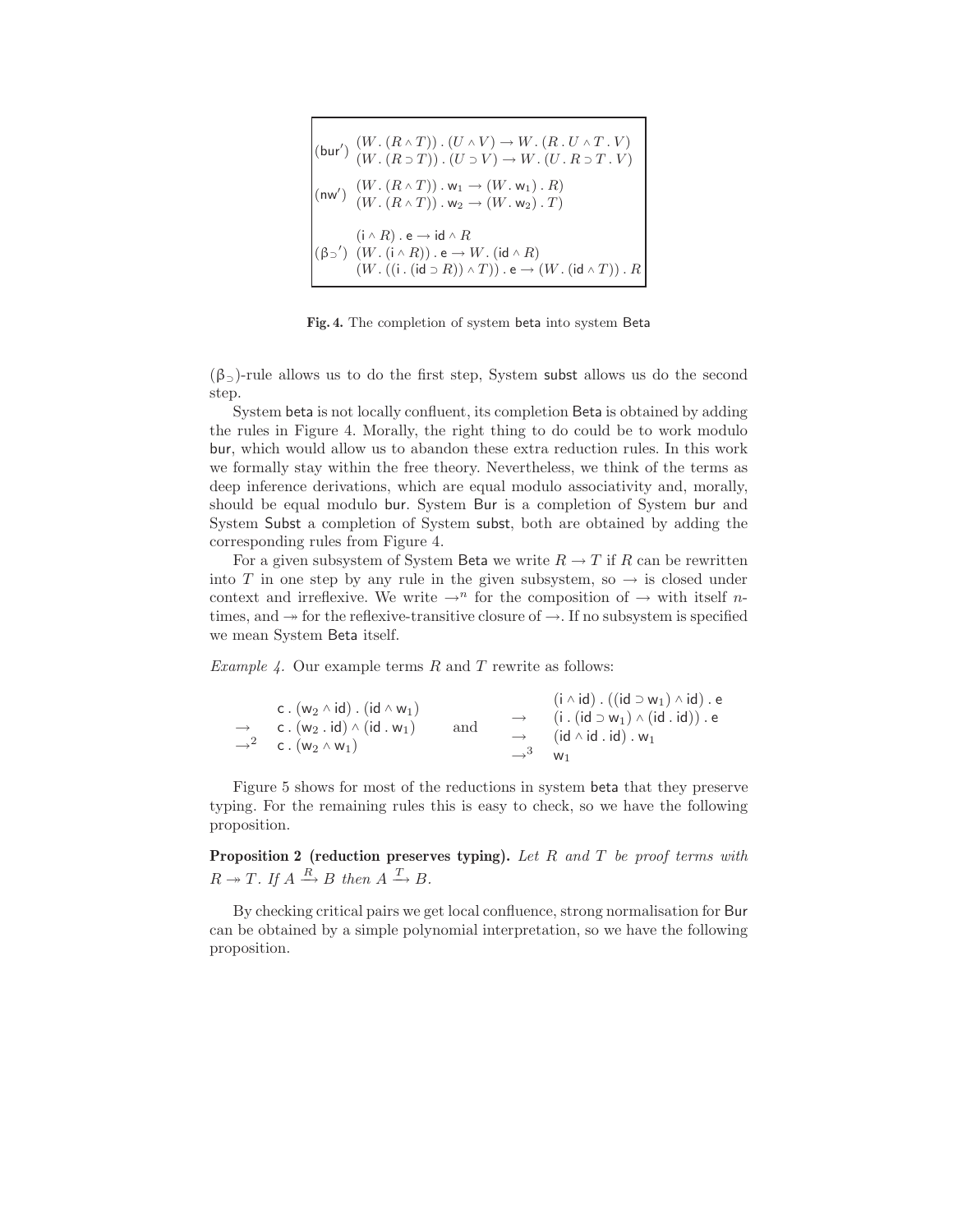$$
\begin{array}{ll}
(\mathsf{bur}') & \begin{array}{l}(W\,.\,(R \wedge T))\,.\,(U \wedge V) \to W\,.\,(R\,.\,U \wedge T\,.\,V)\\ (W\,.\,(R \supset T))\,.\,(U \supset V) \to W\,.\,(U\,.\,R \supset T\,.\,V)\end{array}\\[2ex]
(\mathsf{nw}') & \begin{array}{l}(W\,.\,(R \wedge T))\,.\,\mathsf{w}_1 \to (W\,.\,\mathsf{w}_1)\,.\,R\\ (W\,.\,(R \wedge T))\,.\,\mathsf{w}_2 \to (W\,.\,\mathsf{w}_2)\,.\,T\end{array}\\[2ex]
(\beta_{\supset}{}') & \begin{array}{l}(\mathsf{i} \wedge R)\,.\,\mathsf{e} \to \mathsf{id} \wedge R\\ (W\,.\,(\mathsf{i} \wedge R))\,.\,\mathsf{e} \to W\,.\,(\mathsf{id} \wedge R)\\ (W\,.\,((\mathsf{i}\,.\,(\mathsf{id} \supset R)) \wedge T))\,.\,\mathsf{e} \to (W\,.\,(\mathsf{id} \wedge T))\,.\,R\end{array}
\end{array}
$$

**Fig. 4.** The completion of system beta into system Beta

$(\beta_{\supset})$-rule allows us to do the first step, System subst allows us do the second step.

System beta is not locally confluent, its completion Beta is obtained by adding the rules in Figure 4. Morally, the right thing to do could be to work modulo bur, which would allow us to abandon these extra reduction rules. In this work we formally stay within the free theory. Nevertheless, we think of the terms as deep inference derivations, which are equal modulo associativity and, morally, should be equal modulo bur. System Bur is a completion of System bur and System Subst a completion of System subst, both are obtained by adding the corresponding rules from Figure 4.

For a given subsystem of System Beta we write $R \to T$ if $R$ can be rewritten into $T$ in one step by any rule in the given subsystem, so $\to$ is closed under context and irreflexive. We write $\to^n$ for the composition of $\to$ with itself $n$-times, and $\twoheadrightarrow$ for the reflexive-transitive closure of $\to$. If no subsystem is specified we mean System Beta itself.

*Example 4.* Our example terms $R$ and $T$ rewrite as follows:

$$
\begin{array}{ll}
 & \mathsf{c}\,.\,(\mathsf{w}_2 \wedge \mathsf{id})\,.\,(\mathsf{id} \wedge \mathsf{w}_1)\\
\to & \mathsf{c}\,.\,(\mathsf{w}_2\,.\,\mathsf{id}) \wedge (\mathsf{id}\,.\,\mathsf{w}_1)\\
\to^2 & \mathsf{c}\,.\,(\mathsf{w}_2 \wedge \mathsf{w}_1)
\end{array}
\qquad \text{and} \qquad
\begin{array}{ll}
 & (\mathsf{i} \wedge \mathsf{id})\,.\,((\mathsf{id} \supset \mathsf{w}_1) \wedge \mathsf{id})\,.\,\mathsf{e}\\
\to & (\mathsf{i}\,.\,(\mathsf{id} \supset \mathsf{w}_1) \wedge (\mathsf{id}\,.\,\mathsf{id}))\,.\,\mathsf{e}\\
\to & (\mathsf{id} \wedge \mathsf{id}\,.\,\mathsf{id})\,.\,\mathsf{w}_1\\
\to^3 & \mathsf{w}_1
\end{array}
$$

Figure 5 shows for most of the reductions in system beta that they preserve typing. For the remaining rules this is easy to check, so we have the following proposition.

**Proposition 2 (reduction preserves typing).** *Let $R$ and $T$ be proof terms with $R \twoheadrightarrow T$. If $A \xrightarrow{R} B$ then $A \xrightarrow{T} B$.*

By checking critical pairs we get local confluence, strong normalisation for Bur can be obtained by a simple polynomial interpretation, so we have the following proposition.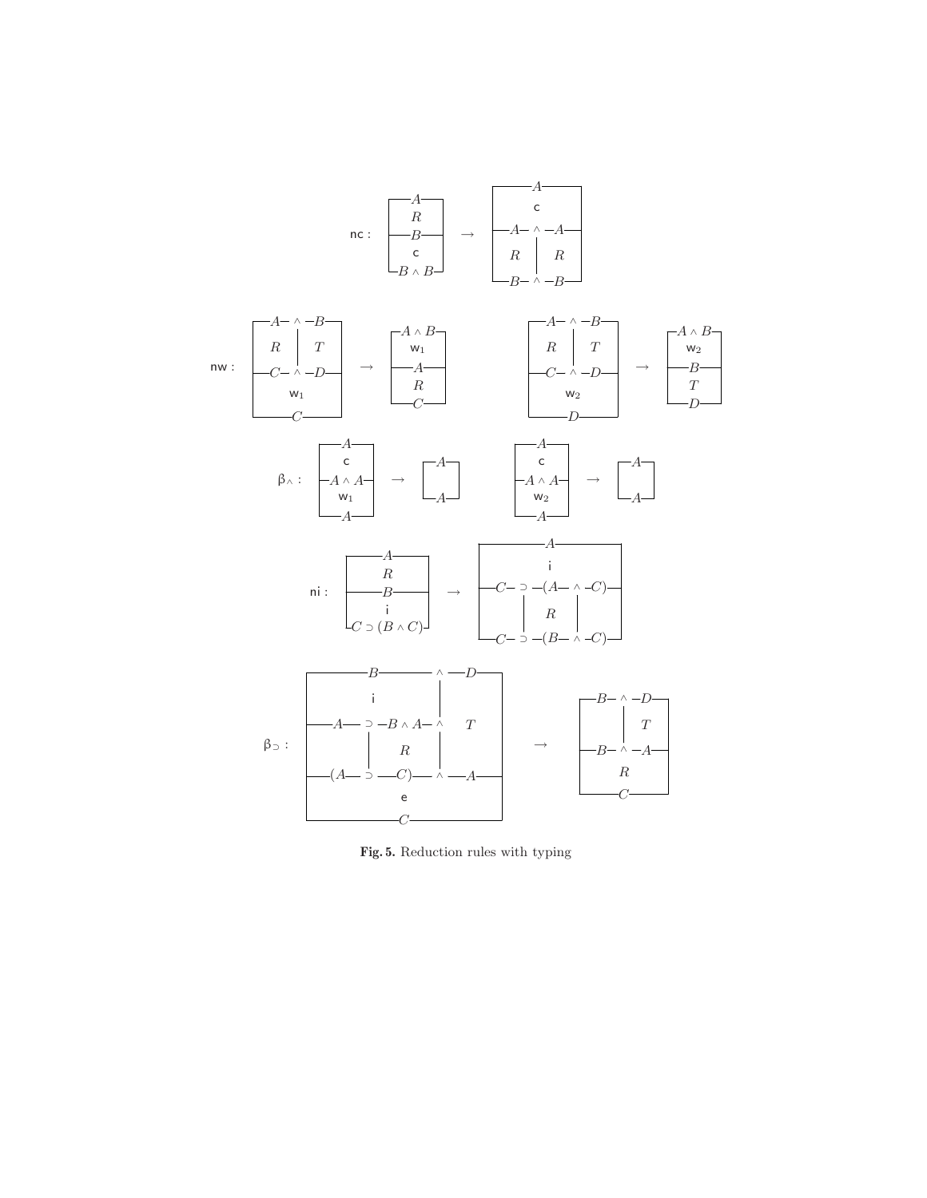$$\mathsf{nc}: \quad \begin{array}{|c|}\hline A \\ R \\ \hline B \\ \mathsf{c} \\ B \wedge B \\ \hline\end{array} \quad \to \quad \begin{array}{|c|c|}\hline \multicolumn{2}{|c|}{A} \\ \multicolumn{2}{|c|}{\mathsf{c}} \\ \hline A \wedge & A \\ R & R \\ B \wedge & B \\ \hline\end{array}$$

$$\mathsf{nw}: \quad \begin{array}{|c|c|}\hline A \wedge & B \\ R & T \\ C \wedge & D \\ \hline \multicolumn{2}{|c|}{\mathsf{w}_1} \\ \multicolumn{2}{|c|}{C} \\ \hline\end{array} \quad \to \quad \begin{array}{|c|}\hline A \wedge B \\ \mathsf{w}_1 \\ \hline A \\ R \\ C \\ \hline\end{array} \qquad\qquad \begin{array}{|c|c|}\hline A \wedge & B \\ R & T \\ C \wedge & D \\ \hline \multicolumn{2}{|c|}{\mathsf{w}_2} \\ \multicolumn{2}{|c|}{D} \\ \hline\end{array} \quad \to \quad \begin{array}{|c|}\hline A \wedge B \\ \mathsf{w}_2 \\ \hline B \\ T \\ D \\ \hline\end{array}$$

$$\beta_\wedge: \quad \begin{array}{|c|}\hline A \\ \mathsf{c} \\ \hline A \wedge A \\ \mathsf{w}_1 \\ A \\ \hline\end{array} \quad \to \quad \begin{array}{|c|}\hline A \\ A \\ \hline\end{array} \qquad\qquad \begin{array}{|c|}\hline A \\ \mathsf{c} \\ \hline A \wedge A \\ \mathsf{w}_2 \\ A \\ \hline\end{array} \quad \to \quad \begin{array}{|c|}\hline A \\ A \\ \hline\end{array}$$

$$\mathsf{ni}: \quad \begin{array}{|c|}\hline A \\ R \\ \hline B \\ \mathsf{i} \\ C \supset (B \wedge C) \\ \hline\end{array} \quad \to \quad \begin{array}{|c|}\hline A \\ \mathsf{i} \\ \hline C \supset (A \wedge C) \\ R \\ C \supset (B \wedge C) \\ \hline\end{array}$$

$$\beta_\supset: \quad \begin{array}{|c|c|}\hline B & \wedge\ D \\ \mathsf{i} & \\ \hline A \supset B \wedge A \wedge & T \\ R & \\ (A \supset C) \wedge & A \\ \hline \multicolumn{2}{|c|}{\mathsf{e}} \\ \multicolumn{2}{|c|}{C} \\ \hline\end{array} \quad \to \quad \begin{array}{|c|c|}\hline B \wedge & D \\ & T \\ B \wedge & A \\ \hline \multicolumn{2}{|c|}{R} \\ \multicolumn{2}{|c|}{C} \\ \hline\end{array}$$

**Fig. 5.** Reduction rules with typing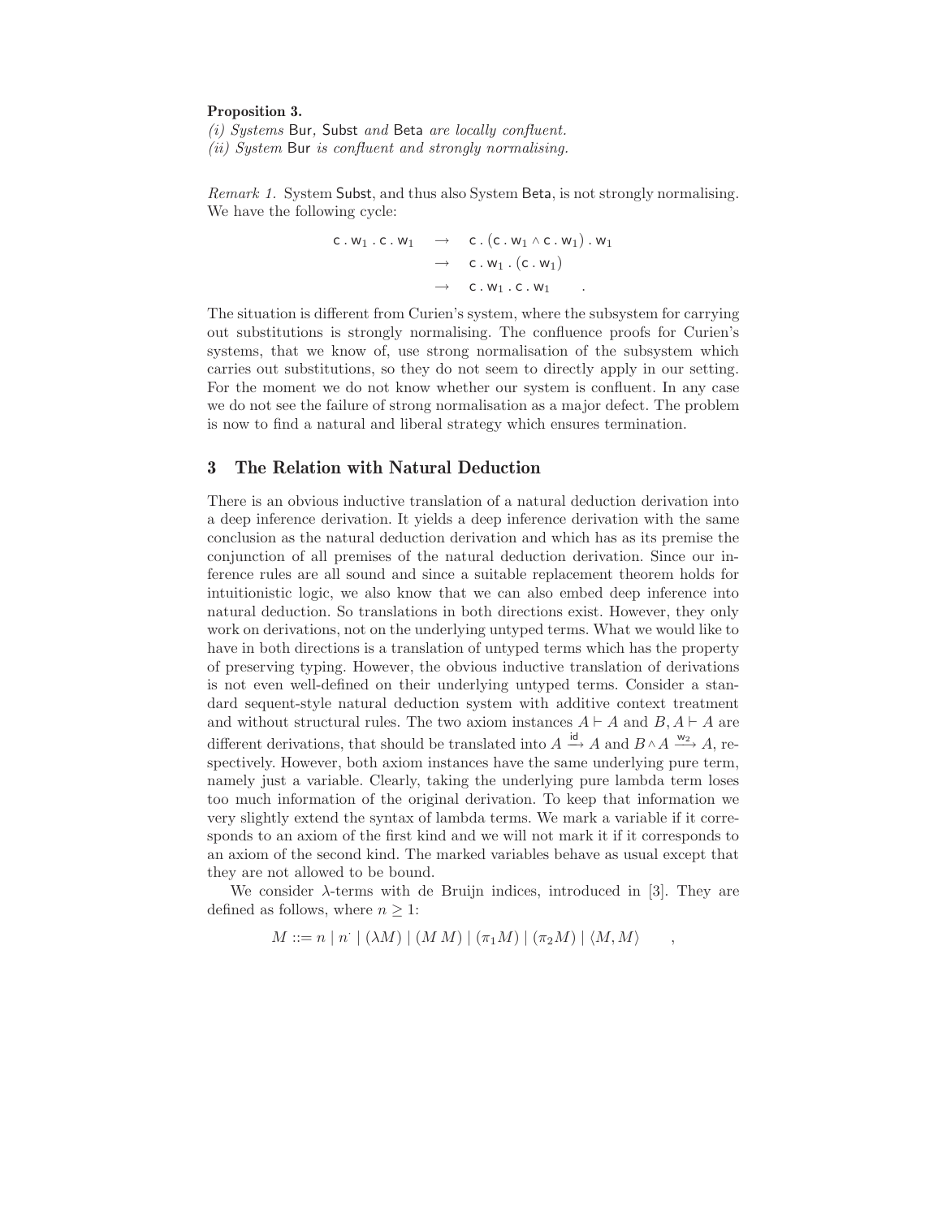**Proposition 3.**
*(i) Systems* Bur*,* Subst *and* Beta *are locally confluent.*
*(ii) System* Bur *is confluent and strongly normalising.*

*Remark 1.* System Subst, and thus also System Beta, is not strongly normalising. We have the following cycle:

$$
\begin{aligned}
\mathsf{c} \,.\, \mathsf{w}_1 \,.\, \mathsf{c} \,.\, \mathsf{w}_1 \quad &\rightarrow \quad \mathsf{c} \,.\, (\mathsf{c} \,.\, \mathsf{w}_1 \wedge \mathsf{c} \,.\, \mathsf{w}_1) \,.\, \mathsf{w}_1 \\
&\rightarrow \quad \mathsf{c} \,.\, \mathsf{w}_1 \,.\, (\mathsf{c} \,.\, \mathsf{w}_1) \\
&\rightarrow \quad \mathsf{c} \,.\, \mathsf{w}_1 \,.\, \mathsf{c} \,.\, \mathsf{w}_1 \qquad .
\end{aligned}
$$

The situation is different from Curien's system, where the subsystem for carrying out substitutions is strongly normalising. The confluence proofs for Curien's systems, that we know of, use strong normalisation of the subsystem which carries out substitutions, so they do not seem to directly apply in our setting. For the moment we do not know whether our system is confluent. In any case we do not see the failure of strong normalisation as a major defect. The problem is now to find a natural and liberal strategy which ensures termination.

## 3 The Relation with Natural Deduction

There is an obvious inductive translation of a natural deduction derivation into a deep inference derivation. It yields a deep inference derivation with the same conclusion as the natural deduction derivation and which has as its premise the conjunction of all premises of the natural deduction derivation. Since our inference rules are all sound and since a suitable replacement theorem holds for intuitionistic logic, we also know that we can also embed deep inference into natural deduction. So translations in both directions exist. However, they only work on derivations, not on the underlying untyped terms. What we would like to have in both directions is a translation of untyped terms which has the property of preserving typing. However, the obvious inductive translation of derivations is not even well-defined on their underlying untyped terms. Consider a standard sequent-style natural deduction system with additive context treatment and without structural rules. The two axiom instances $A \vdash A$ and $B, A \vdash A$ are different derivations, that should be translated into $A \xrightarrow{\mathsf{id}} A$ and $B \wedge A \xrightarrow{\mathsf{w}_2} A$, respectively. However, both axiom instances have the same underlying pure term, namely just a variable. Clearly, taking the underlying pure lambda term loses too much information of the original derivation. To keep that information we very slightly extend the syntax of lambda terms. We mark a variable if it corresponds to an axiom of the first kind and we will not mark it if it corresponds to an axiom of the second kind. The marked variables behave as usual except that they are not allowed to be bound.

We consider $\lambda$-terms with de Bruijn indices, introduced in [3]. They are defined as follows, where $n \geq 1$:

$$
M ::= n \mid n^{\cdot} \mid (\lambda M) \mid (M\, M) \mid (\pi_1 M) \mid (\pi_2 M) \mid \langle M, M \rangle \qquad ,
$$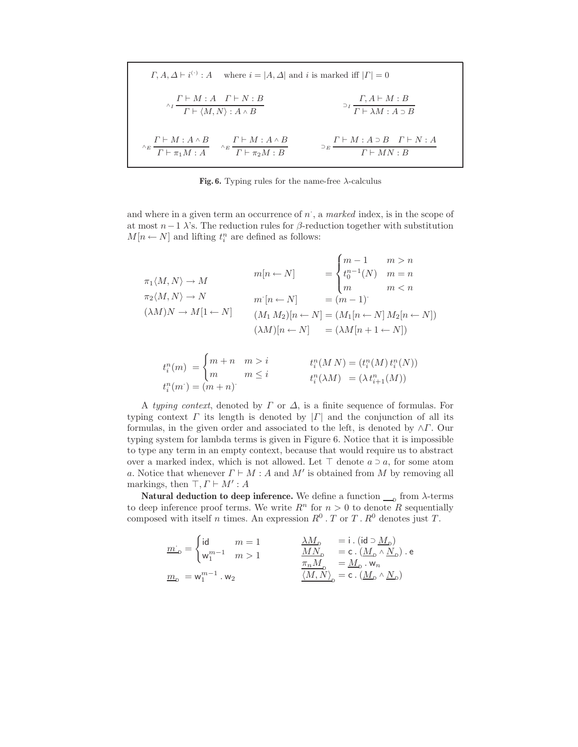$$\Gamma, A, \Delta \vdash i^{(\cdot)} : A \quad \text{where } i = |A, \Delta| \text{ and } i \text{ is marked iff } |\Gamma| = 0$$

$$\wedge_I \frac{\Gamma \vdash M : A \quad \Gamma \vdash N : B}{\Gamma \vdash \langle M, N \rangle : A \wedge B} \qquad \supset_I \frac{\Gamma, A \vdash M : B}{\Gamma \vdash \lambda M : A \supset B}$$

$$\wedge_E \frac{\Gamma \vdash M : A \wedge B}{\Gamma \vdash \pi_1 M : A} \quad \wedge_E \frac{\Gamma \vdash M : A \wedge B}{\Gamma \vdash \pi_2 M : B} \qquad \supset_E \frac{\Gamma \vdash M : A \supset B \quad \Gamma \vdash N : A}{\Gamma \vdash MN : B}$$

**Fig. 6.** Typing rules for the name-free $\lambda$-calculus

and where in a given term an occurrence of $n^{\cdot}$, a *marked* index, is in the scope of at most $n-1$ $\lambda$'s. The reduction rules for $\beta$-reduction together with substitution $M[n \leftarrow N]$ and lifting $t_i^n$ are defined as follows:

$$\pi_1\langle M, N\rangle \to M \qquad \pi_2\langle M, N\rangle \to N \qquad (\lambda M)N \to M[1 \leftarrow N]$$

$$m[n \leftarrow N] = \begin{cases} m-1 & m > n \\ t_0^{n-1}(N) & m = n \\ m & m < n \end{cases}$$

$$m^{\cdot}[n \leftarrow N] = (m-1)^{\cdot}$$

$$(M_1\, M_2)[n \leftarrow N] = (M_1[n \leftarrow N]\, M_2[n \leftarrow N])$$

$$(\lambda M)[n \leftarrow N] = (\lambda M[n+1 \leftarrow N])$$

$$t_i^n(m) = \begin{cases} m+n & m > i \\ m & m \leq i \end{cases} \qquad t_i^n(M\,N) = (t_i^n(M)\, t_i^n(N))$$

$$t_i^n(m^{\cdot}) = (m+n)^{\cdot} \qquad t_i^n(\lambda M) = (\lambda\, t_{i+1}^n(M))$$

A *typing context*, denoted by $\Gamma$ or $\Delta$, is a finite sequence of formulas. For typing context $\Gamma$ its length is denoted by $|\Gamma|$ and the conjunction of all its formulas, in the given order and associated to the left, is denoted by $\wedge\Gamma$. Our typing system for lambda terms is given in Figure 6. Notice that it is impossible to type any term in an empty context, because that would require us to abstract over a marked index, which is not allowed. Let $\top$ denote $a \supset a$, for some atom $a$. Notice that whenever $\Gamma \vdash M : A$ and $M'$ is obtained from $M$ by removing all markings, then $\top, \Gamma \vdash M' : A$

**Natural deduction to deep inference.** We define a function $\underline{\phantom{M}}_{\mathsf{D}}$ from $\lambda$-terms to deep inference proof terms. We write $R^n$ for $n > 0$ to denote $R$ sequentially composed with itself $n$ times. An expression $R^0 \,.\, T$ or $T \,.\, R^0$ denotes just $T$.

$$\underline{m^{\cdot}}_{\mathsf{D}} = \begin{cases} \mathsf{id} & m = 1 \\ \mathsf{w}_1^{m-1} & m > 1 \end{cases} \qquad \underline{m}_{\mathsf{D}} = \mathsf{w}_1^{m-1} \,.\, \mathsf{w}_2$$

$$\underline{\lambda M}_{\mathsf{D}} = \mathsf{i} \,.\, (\mathsf{id} \supset \underline{M}_{\mathsf{D}})$$

$$\underline{MN}_{\mathsf{D}} = \mathsf{c} \,.\, (\underline{M}_{\mathsf{D}} \wedge \underline{N}_{\mathsf{D}}) \,.\, \mathsf{e}$$

$$\underline{\pi_n M}_{\mathsf{D}} = \underline{M}_{\mathsf{D}} \,.\, \mathsf{w}_n$$

$$\underline{\langle M, N\rangle}_{\mathsf{D}} = \mathsf{c} \,.\, (\underline{M}_{\mathsf{D}} \wedge \underline{N}_{\mathsf{D}})$$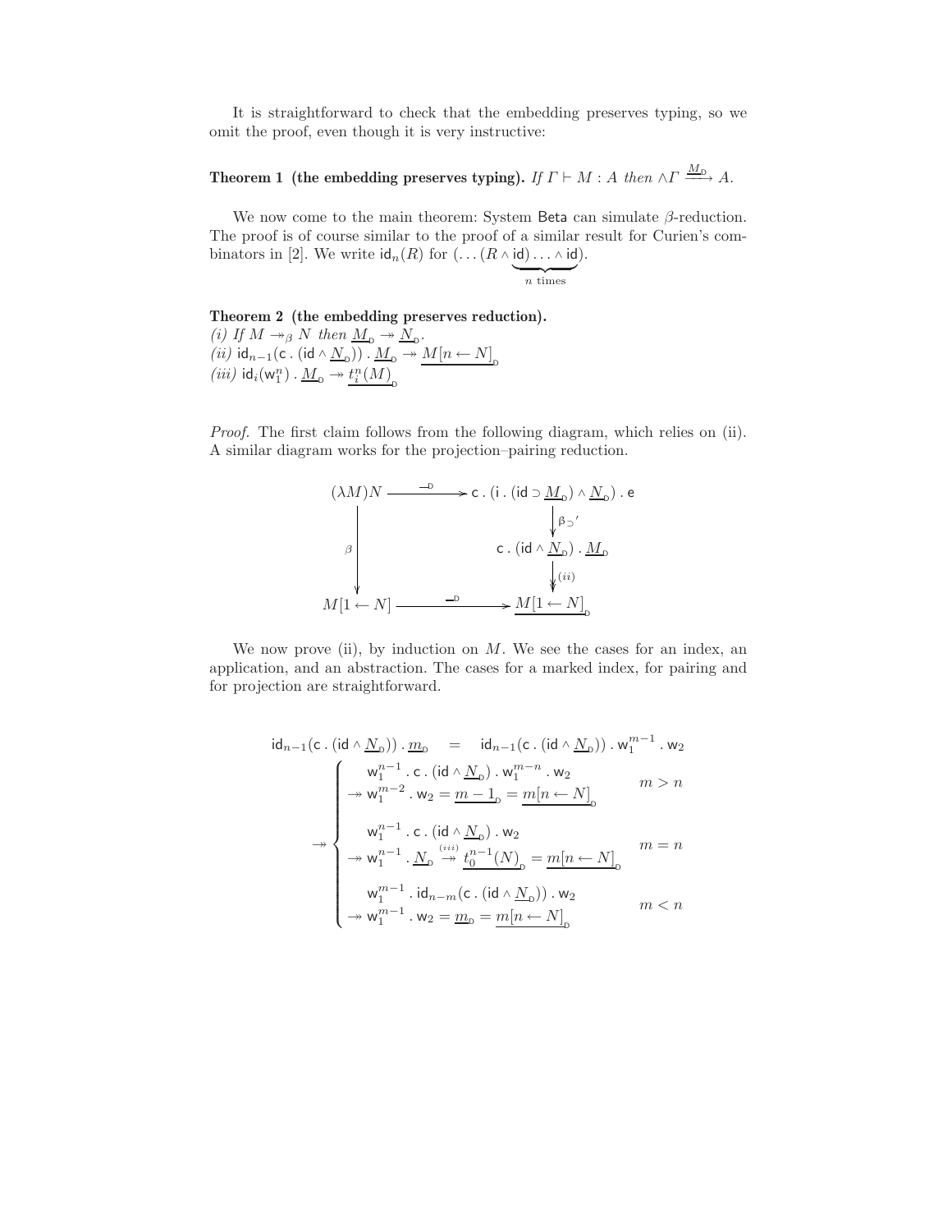It is straightforward to check that the embedding preserves typing, so we omit the proof, even though it is very instructive:

**Theorem 1 (the embedding preserves typing).** *If* $\Gamma \vdash M : A$ *then* $\wedge\Gamma \xrightarrow{\underline{M}_{\mathsf{D}}} A$.

We now come to the main theorem: System $\mathsf{Beta}$ can simulate $\beta$-reduction. The proof is of course similar to the proof of a similar result for Curien's combinators in [2]. We write $\mathsf{id}_n(R)$ for $(\ldots(R \wedge \underbrace{\mathsf{id}) \ldots \wedge \mathsf{id}}_{n \text{ times}})$.

**Theorem 2 (the embedding preserves reduction).**
*(i) If* $M \twoheadrightarrow_\beta N$ *then* $\underline{M}_{\mathsf{D}} \twoheadrightarrow \underline{N}_{\mathsf{D}}$.
*(ii)* $\mathsf{id}_{n-1}(\mathsf{c} \,.\, (\mathsf{id} \wedge \underline{N}_{\mathsf{D}})) \,.\, \underline{M}_{\mathsf{D}} \twoheadrightarrow \underline{M[n \leftarrow N]}_{\mathsf{D}}$
*(iii)* $\mathsf{id}_i(\mathsf{w}_1^n) \,.\, \underline{M}_{\mathsf{D}} \twoheadrightarrow \underline{t_i^n(M)}_{\mathsf{D}}$

*Proof.* The first claim follows from the following diagram, which relies on (ii). A similar diagram works for the projection–pairing reduction.

$$
\begin{array}{ccc}
(\lambda M)N & \xrightarrow{\quad \underline{\ \ }_{\mathsf{D}} \quad} & \mathsf{c} \,.\, (\mathsf{i} \,.\, (\mathsf{id} \supset \underline{M}_{\mathsf{D}}) \wedge \underline{N}_{\mathsf{D}}) \,.\, \mathsf{e} \\
 & & \downarrow \beta_{\supset}{}' \\
\downarrow \beta & & \mathsf{c} \,.\, (\mathsf{id} \wedge \underline{N}_{\mathsf{D}}) \,.\, \underline{M}_{\mathsf{D}} \\
 & & \twoheaddownarrow (ii) \\
M[1 \leftarrow N] & \xrightarrow{\quad \underline{\ \ }_{\mathsf{D}} \quad} & \underline{M[1 \leftarrow N]}_{\mathsf{D}}
\end{array}
$$

We now prove (ii), by induction on $M$. We see the cases for an index, an application, and an abstraction. The cases for a marked index, for pairing and for projection are straightforward.

$$
\mathsf{id}_{n-1}(\mathsf{c} \,.\, (\mathsf{id} \wedge \underline{N}_{\mathsf{D}})) \,.\, \underline{m}_{\mathsf{D}} \quad = \quad \mathsf{id}_{n-1}(\mathsf{c} \,.\, (\mathsf{id} \wedge \underline{N}_{\mathsf{D}})) \,.\, \mathsf{w}_1^{m-1} \,.\, \mathsf{w}_2
$$

$$
\twoheadrightarrow \begin{cases}
\begin{array}{l}
\mathsf{w}_1^{n-1} \,.\, \mathsf{c} \,.\, (\mathsf{id} \wedge \underline{N}_{\mathsf{D}}) \,.\, \mathsf{w}_1^{m-n} \,.\, \mathsf{w}_2 \\
\twoheadrightarrow \mathsf{w}_1^{m-2} \,.\, \mathsf{w}_2 = \underline{m-1}_{\mathsf{D}} = \underline{m[n \leftarrow N]}_{\mathsf{D}}
\end{array} & m > n \\[2ex]
\begin{array}{l}
\mathsf{w}_1^{n-1} \,.\, \mathsf{c} \,.\, (\mathsf{id} \wedge \underline{N}_{\mathsf{D}}) \,.\, \mathsf{w}_2 \\
\twoheadrightarrow \mathsf{w}_1^{n-1} \,.\, \underline{N}_{\mathsf{D}} \overset{(iii)}{\twoheadrightarrow} \underline{t_0^{n-1}(N)}_{\mathsf{D}} = \underline{m[n \leftarrow N]}_{\mathsf{D}}
\end{array} & m = n \\[2ex]
\begin{array}{l}
\mathsf{w}_1^{m-1} \,.\, \mathsf{id}_{n-m}(\mathsf{c} \,.\, (\mathsf{id} \wedge \underline{N}_{\mathsf{D}})) \,.\, \mathsf{w}_2 \\
\twoheadrightarrow \mathsf{w}_1^{m-1} \,.\, \mathsf{w}_2 = \underline{m}_{\mathsf{D}} = \underline{m[n \leftarrow N]}_{\mathsf{D}}
\end{array} & m < n
\end{cases}
$$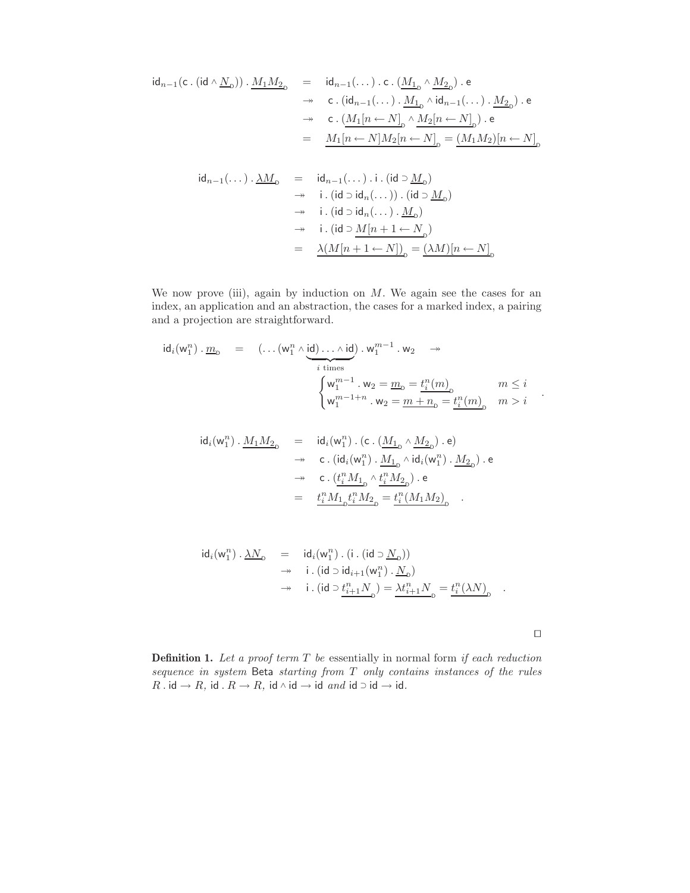$$
\begin{aligned}
\mathsf{id}_{n-1}(\mathsf{c}\,.\,(\mathsf{id} \wedge \underline{N}_{\mathrm{D}}))\,.\,\underline{M_1 M_2}_{\mathrm{D}} &= \mathsf{id}_{n-1}(\dots)\,.\,\mathsf{c}\,.\,(\underline{M_1}_{\mathrm{D}} \wedge \underline{M_2}_{\mathrm{D}})\,.\,\mathsf{e} \\
&\twoheadrightarrow \mathsf{c}\,.\,(\mathsf{id}_{n-1}(\dots)\,.\,\underline{M_1}_{\mathrm{D}} \wedge \mathsf{id}_{n-1}(\dots)\,.\,\underline{M_2}_{\mathrm{D}})\,.\,\mathsf{e} \\
&\twoheadrightarrow \mathsf{c}\,.\,(\underline{M_1[n \leftarrow N]}_{\mathrm{D}} \wedge \underline{M_2[n \leftarrow N]}_{\mathrm{D}})\,.\,\mathsf{e} \\
&= \underline{M_1[n \leftarrow N] M_2[n \leftarrow N]}_{\mathrm{D}} = \underline{(M_1 M_2)[n \leftarrow N]}_{\mathrm{D}}
\end{aligned}
$$

$$
\begin{aligned}
\mathsf{id}_{n-1}(\dots)\,.\,\underline{\lambda M}_{\mathrm{D}} &= \mathsf{id}_{n-1}(\dots)\,.\,\mathsf{i}\,.\,(\mathsf{id} \supset \underline{M}_{\mathrm{D}}) \\
&\twoheadrightarrow \mathsf{i}\,.\,(\mathsf{id} \supset \mathsf{id}_n(\dots))\,.\,(\mathsf{id} \supset \underline{M}_{\mathrm{D}}) \\
&\twoheadrightarrow \mathsf{i}\,.\,(\mathsf{id} \supset \mathsf{id}_n(\dots)\,.\,\underline{M}_{\mathrm{D}}) \\
&\twoheadrightarrow \mathsf{i}\,.\,(\mathsf{id} \supset \underline{M[n+1 \leftarrow N}_{\mathrm{D}}) \\
&= \underline{\lambda(M[n+1 \leftarrow N])}_{\mathrm{D}} = \underline{(\lambda M)[n \leftarrow N]}_{\mathrm{D}}
\end{aligned}
$$

We now prove (iii), again by induction on $M$. We again see the cases for an index, an application and an abstraction, the cases for a marked index, a pairing and a projection are straightforward.

$$
\mathsf{id}_i(\mathsf{w}_1^n)\,.\,\underline{m}_{\mathrm{D}} = (\underbrace{\dots(\mathsf{w}_1^n \wedge \mathsf{id})\dots \wedge \mathsf{id}}_{i \text{ times}})\,.\,\mathsf{w}_1^{m-1}\,.\,\mathsf{w}_2 \twoheadrightarrow
\begin{cases}
\mathsf{w}_1^{m-1}\,.\,\mathsf{w}_2 = \underline{m}_{\mathrm{D}} = \underline{t_i^n(m)}_{\mathrm{D}} & m \le i \\
\mathsf{w}_1^{m-1+n}\,.\,\mathsf{w}_2 = \underline{m+n}_{\mathrm{D}} = \underline{t_i^n(m)}_{\mathrm{D}} & m > i
\end{cases} .
$$

$$
\begin{aligned}
\mathsf{id}_i(\mathsf{w}_1^n)\,.\,\underline{M_1 M_2}_{\mathrm{D}} &= \mathsf{id}_i(\mathsf{w}_1^n)\,.\,(\mathsf{c}\,.\,(\underline{M_1}_{\mathrm{D}} \wedge \underline{M_2}_{\mathrm{D}})\,.\,\mathsf{e}) \\
&\twoheadrightarrow \mathsf{c}\,.\,(\mathsf{id}_i(\mathsf{w}_1^n)\,.\,\underline{M_1}_{\mathrm{D}} \wedge \mathsf{id}_i(\mathsf{w}_1^n)\,.\,\underline{M_2}_{\mathrm{D}})\,.\,\mathsf{e} \\
&\twoheadrightarrow \mathsf{c}\,.\,(\underline{t_i^n M_1}_{\mathrm{D}} \wedge \underline{t_i^n M_2}_{\mathrm{D}})\,.\,\mathsf{e} \\
&= \underline{t_i^n M_1}_{\mathrm{D}} \underline{t_i^n M_2}_{\mathrm{D}} = \underline{t_i^n(M_1 M_2)}_{\mathrm{D}} \quad .
\end{aligned}
$$

$$
\begin{aligned}
\mathsf{id}_i(\mathsf{w}_1^n)\,.\,\underline{\lambda N}_{\mathrm{D}} &= \mathsf{id}_i(\mathsf{w}_1^n)\,.\,(\mathsf{i}\,.\,(\mathsf{id} \supset \underline{N}_{\mathrm{D}})) \\
&\twoheadrightarrow \mathsf{i}\,.\,(\mathsf{id} \supset \mathsf{id}_{i+1}(\mathsf{w}_1^n)\,.\,\underline{N}_{\mathrm{D}}) \\
&\twoheadrightarrow \mathsf{i}\,.\,(\mathsf{id} \supset \underline{t_{i+1}^n N}_{\mathrm{D}}) = \underline{\lambda t_{i+1}^n N}_{\mathrm{D}} = \underline{t_i^n(\lambda N)}_{\mathrm{D}} \quad .
\end{aligned}
$$

$\square$

**Definition 1.** *Let a proof term $T$ be* essentially in normal form *if each reduction sequence in system* Beta *starting from $T$ only contains instances of the rules $R\,.\,\mathsf{id} \to R$, $\mathsf{id}\,.\,R \to R$, $\mathsf{id} \wedge \mathsf{id} \to \mathsf{id}$ and $\mathsf{id} \supset \mathsf{id} \to \mathsf{id}$.*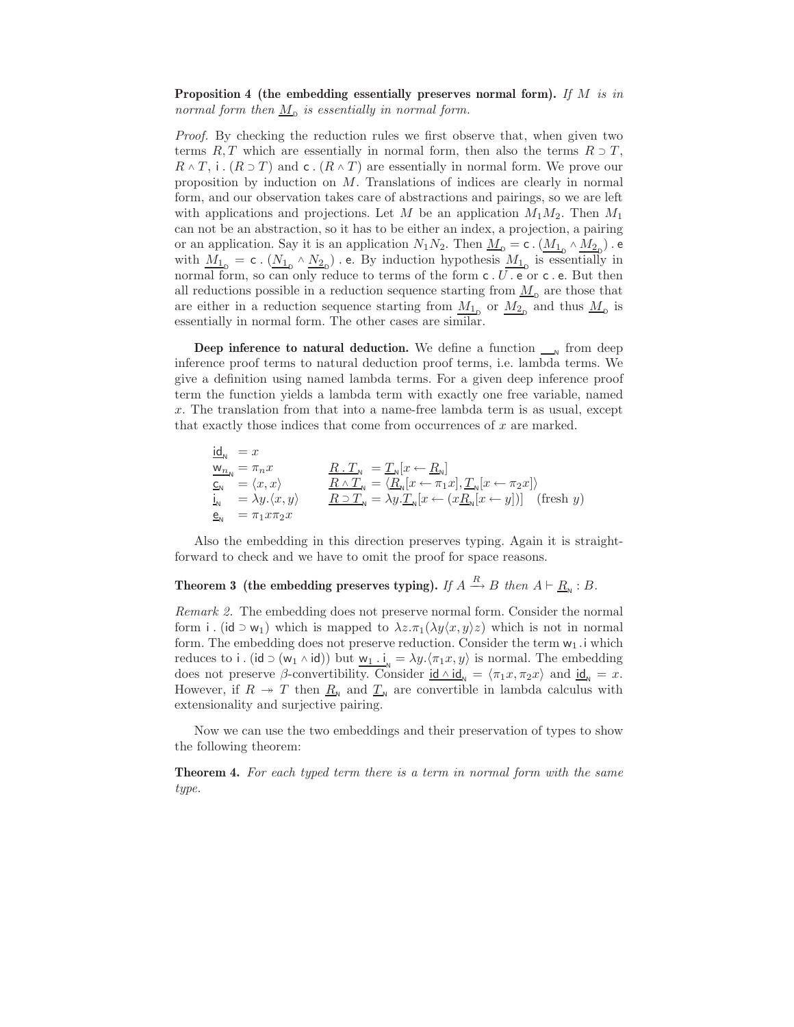**Proposition 4 (the embedding essentially preserves normal form).** *If $M$ is in normal form then $\underline{M}_{\mathsf{D}}$ is essentially in normal form.*

*Proof.* By checking the reduction rules we first observe that, when given two terms $R, T$ which are essentially in normal form, then also the terms $R \supset T$, $R \wedge T$, $\mathsf{i} \,.\, (R \supset T)$ and $\mathsf{c} \,.\, (R \wedge T)$ are essentially in normal form. We prove our proposition by induction on $M$. Translations of indices are clearly in normal form, and our observation takes care of abstractions and pairings, so we are left with applications and projections. Let $M$ be an application $M_1 M_2$. Then $M_1$ can not be an abstraction, so it has to be either an index, a projection, a pairing or an application. Say it is an application $N_1 N_2$. Then $\underline{M}_{\mathsf{D}} = \mathsf{c} \,.\, (\underline{M_1}_{\mathsf{D}} \wedge \underline{M_2}_{\mathsf{D}}) \,.\, \mathsf{e}$ with $\underline{M_1}_{\mathsf{D}} = \mathsf{c} \,.\, (\underline{N_1}_{\mathsf{D}} \wedge \underline{N_2}_{\mathsf{D}}) \,.\, \mathsf{e}$. By induction hypothesis $\underline{M_1}_{\mathsf{D}}$ is essentially in normal form, so can only reduce to terms of the form $\mathsf{c} \,.\, U \,.\, \mathsf{e}$ or $\mathsf{c} \,.\, \mathsf{e}$. But then all reductions possible in a reduction sequence starting from $\underline{M}_{\mathsf{D}}$ are those that are either in a reduction sequence starting from $\underline{M_1}_{\mathsf{D}}$ or $\underline{M_2}_{\mathsf{D}}$ and thus $\underline{M}_{\mathsf{D}}$ is essentially in normal form. The other cases are similar.

**Deep inference to natural deduction.** We define a function $\underline{\phantom{x}}_{\mathsf{N}}$ from deep inference proof terms to natural deduction proof terms, i.e. lambda terms. We give a definition using named lambda terms. For a given deep inference proof term the function yields a lambda term with exactly one free variable, named $x$. The translation from that into a name-free lambda term is as usual, except that exactly those indices that come from occurrences of $x$ are marked.

$$
\begin{array}{llll}
\underline{\mathsf{id}}_{\mathsf{N}} & = x & & \\
\underline{\mathsf{w}_n}_{\mathsf{N}} & = \pi_n x & \underline{R \,.\, T}_{\mathsf{N}} & = \underline{T}_{\mathsf{N}}[x \leftarrow \underline{R}_{\mathsf{N}}] \\
\underline{\mathsf{c}}_{\mathsf{N}} & = \langle x, x \rangle & \underline{R \wedge T}_{\mathsf{N}} & = \langle \underline{R}_{\mathsf{N}}[x \leftarrow \pi_1 x], \underline{T}_{\mathsf{N}}[x \leftarrow \pi_2 x] \rangle \\
\underline{\mathsf{i}}_{\mathsf{N}} & = \lambda y. \langle x, y \rangle & \underline{R \supset T}_{\mathsf{N}} & = \lambda y. \underline{T}_{\mathsf{N}}[x \leftarrow (x \underline{R}_{\mathsf{N}}[x \leftarrow y])] \quad \text{(fresh } y\text{)} \\
\underline{\mathsf{e}}_{\mathsf{N}} & = \pi_1 x \pi_2 x & &
\end{array}
$$

Also the embedding in this direction preserves typing. Again it is straightforward to check and we have to omit the proof for space reasons.

**Theorem 3 (the embedding preserves typing).** *If $A \xrightarrow{R} B$ then $A \vdash \underline{R}_{\mathsf{N}} : B$.*

*Remark 2.* The embedding does not preserve normal form. Consider the normal form $\mathsf{i} \,.\, (\mathsf{id} \supset \mathsf{w}_1)$ which is mapped to $\lambda z. \pi_1(\lambda y \langle x, y \rangle z)$ which is not in normal form. The embedding does not preserve reduction. Consider the term $\mathsf{w}_1 \,.\, \mathsf{i}$ which reduces to $\mathsf{i} \,.\, (\mathsf{id} \supset (\mathsf{w}_1 \wedge \mathsf{id}))$ but $\underline{\mathsf{w}_1 \,.\, \mathsf{i}}_{\mathsf{N}} = \lambda y. \langle \pi_1 x, y \rangle$ is normal. The embedding does not preserve $\beta$-convertibility. Consider $\underline{\mathsf{id} \wedge \mathsf{id}}_{\mathsf{N}} = \langle \pi_1 x, \pi_2 x \rangle$ and $\underline{\mathsf{id}}_{\mathsf{N}} = x$. However, if $R \twoheadrightarrow T$ then $\underline{R}_{\mathsf{N}}$ and $\underline{T}_{\mathsf{N}}$ are convertible in lambda calculus with extensionality and surjective pairing.

Now we can use the two embeddings and their preservation of types to show the following theorem:

**Theorem 4.** *For each typed term there is a term in normal form with the same type.*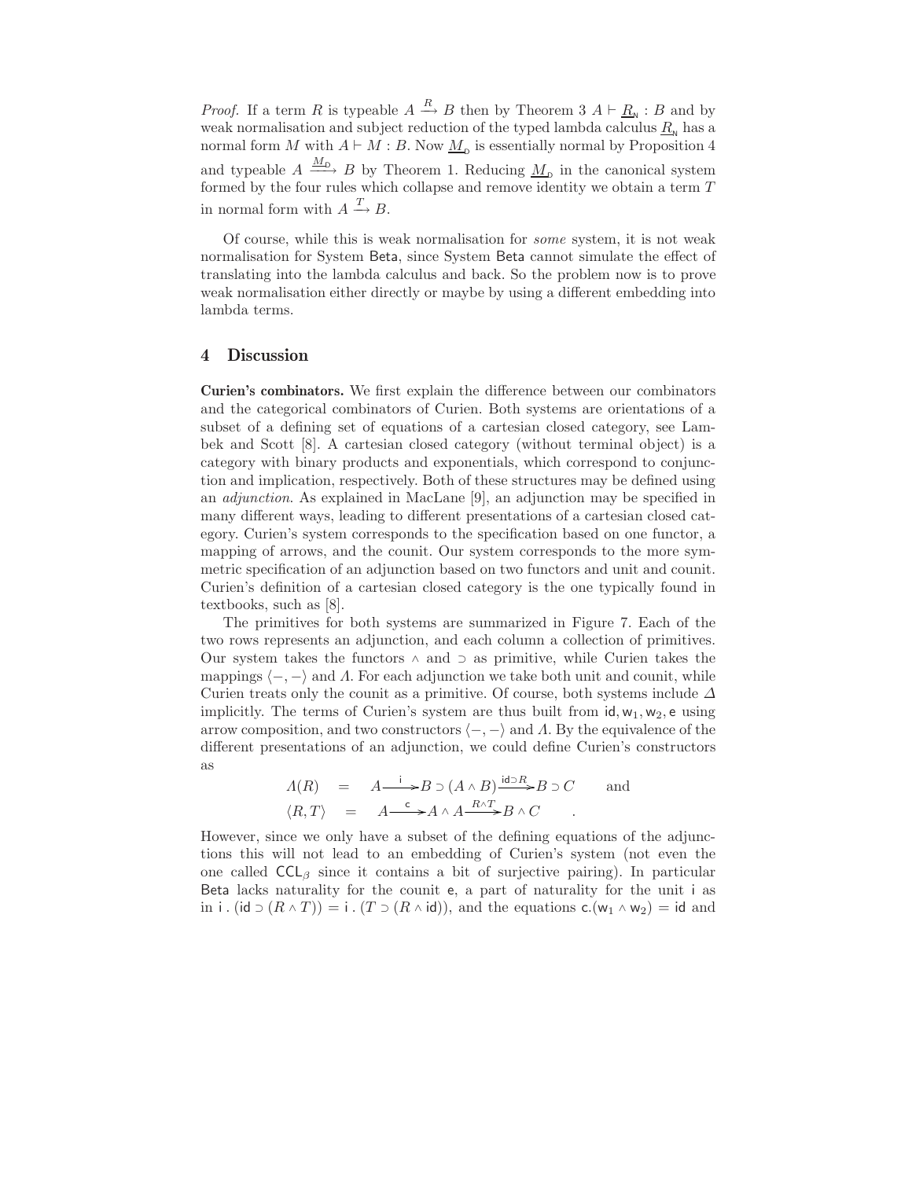*Proof.* If a term $R$ is typeable $A \xrightarrow{R} B$ then by Theorem 3 $A \vdash \underline{R}_{\mathsf{N}} : B$ and by weak normalisation and subject reduction of the typed lambda calculus $\underline{R}_{\mathsf{N}}$ has a normal form $M$ with $A \vdash M : B$. Now $\underline{M}_{\mathsf{D}}$ is essentially normal by Proposition 4 and typeable $A \xrightarrow{\underline{M}_{\mathsf{D}}} B$ by Theorem 1. Reducing $\underline{M}_{\mathsf{D}}$ in the canonical system formed by the four rules which collapse and remove identity we obtain a term $T$ in normal form with $A \xrightarrow{T} B$.

Of course, while this is weak normalisation for *some* system, it is not weak normalisation for System Beta, since System Beta cannot simulate the effect of translating into the lambda calculus and back. So the problem now is to prove weak normalisation either directly or maybe by using a different embedding into lambda terms.

## 4 Discussion

**Curien's combinators.** We first explain the difference between our combinators and the categorical combinators of Curien. Both systems are orientations of a subset of a defining set of equations of a cartesian closed category, see Lambek and Scott [8]. A cartesian closed category (without terminal object) is a category with binary products and exponentials, which correspond to conjunction and implication, respectively. Both of these structures may be defined using an *adjunction*. As explained in MacLane [9], an adjunction may be specified in many different ways, leading to different presentations of a cartesian closed category. Curien's system corresponds to the specification based on one functor, a mapping of arrows, and the counit. Our system corresponds to the more symmetric specification of an adjunction based on two functors and unit and counit. Curien's definition of a cartesian closed category is the one typically found in textbooks, such as [8].

The primitives for both systems are summarized in Figure 7. Each of the two rows represents an adjunction, and each column a collection of primitives. Our system takes the functors $\wedge$ and $\supset$ as primitive, while Curien takes the mappings $\langle -, - \rangle$ and $\Lambda$. For each adjunction we take both unit and counit, while Curien treats only the counit as a primitive. Of course, both systems include $\Delta$ implicitly. The terms of Curien's system are thus built from $\mathsf{id}, \mathsf{w}_1, \mathsf{w}_2, \mathsf{e}$ using arrow composition, and two constructors $\langle -, - \rangle$ and $\Lambda$. By the equivalence of the different presentations of an adjunction, we could define Curien's constructors as

$$\Lambda(R) \quad = \quad A \xrightarrow{\ \mathsf{i}\ } B \supset (A \wedge B) \xrightarrow{\mathsf{id} \supset R} B \supset C \qquad \text{and}$$

$$\langle R, T \rangle \quad = \quad A \xrightarrow{\ \mathsf{c}\ } A \wedge A \xrightarrow{R \wedge T} B \wedge C \qquad .$$

However, since we only have a subset of the defining equations of the adjunctions this will not lead to an embedding of Curien's system (not even the one called $\mathsf{CCL}_\beta$ since it contains a bit of surjective pairing). In particular Beta lacks naturality for the counit $\mathsf{e}$, a part of naturality for the unit $\mathsf{i}$ as in $\mathsf{i}\,.\,(\mathsf{id} \supset (R \wedge T)) = \mathsf{i}\,.\,(T \supset (R \wedge \mathsf{id}))$, and the equations $\mathsf{c}.(\mathsf{w}_1 \wedge \mathsf{w}_2) = \mathsf{id}$ and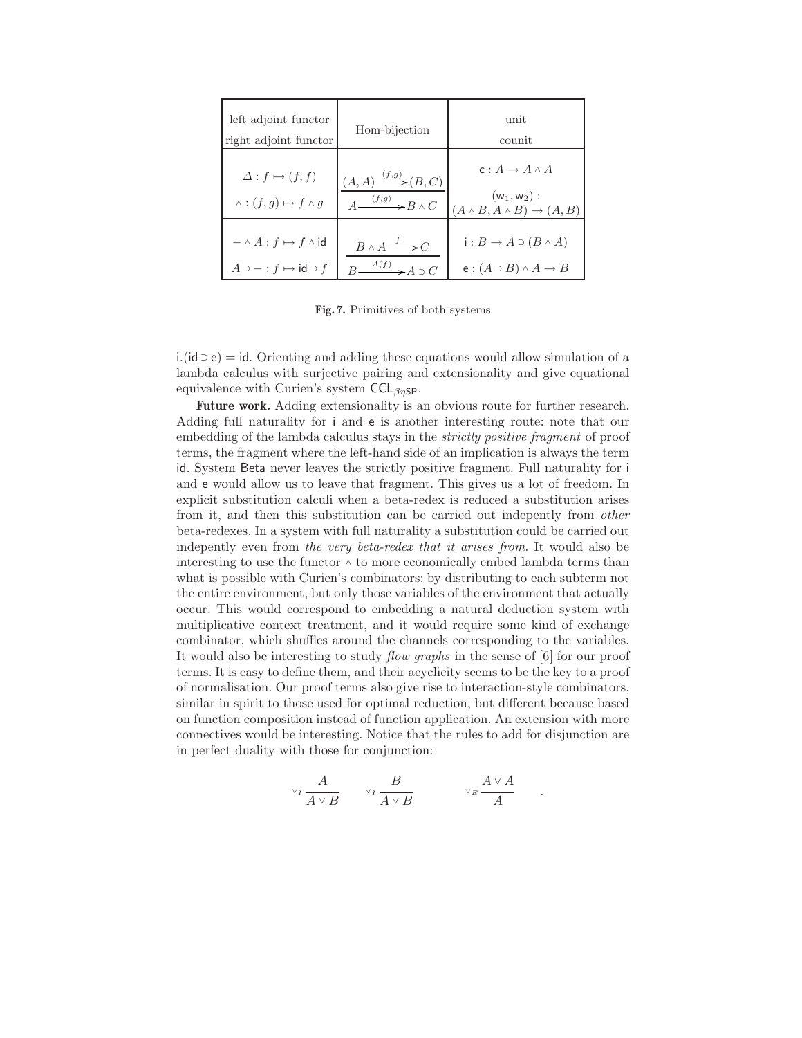| left adjoint functor / right adjoint functor | Hom-bijection | unit / counit |
|---|---|---|
| $\Delta : f \mapsto (f, f)$ <br> $\wedge : (f, g) \mapsto f \wedge g$ | $\dfrac{(A, A) \xrightarrow{(f,g)} (B, C)}{A \xrightarrow{\langle f,g \rangle} B \wedge C}$ | $\mathsf{c} : A \to A \wedge A$ <br> $(\mathsf{w}_1, \mathsf{w}_2) : (A \wedge B, A \wedge B) \to (A, B)$ |
| $- \wedge A : f \mapsto f \wedge \mathsf{id}$ <br> $A \supset - : f \mapsto \mathsf{id} \supset f$ | $\dfrac{B \wedge A \xrightarrow{f} C}{B \xrightarrow{A(f)} A \supset C}$ | $\mathsf{i} : B \to A \supset (B \wedge A)$ <br> $\mathsf{e} : (A \supset B) \wedge A \to B$ |

**Fig. 7.** Primitives of both systems

$\mathsf{i}.(\mathsf{id} \supset \mathsf{e}) = \mathsf{id}$. Orienting and adding these equations would allow simulation of a lambda calculus with surjective pairing and extensionality and give equational equivalence with Curien's system $\mathsf{CCL}_{\beta\eta\mathsf{SP}}$.

**Future work.** Adding extensionality is an obvious route for further research. Adding full naturality for $\mathsf{i}$ and $\mathsf{e}$ is another interesting route: note that our embedding of the lambda calculus stays in the *strictly positive fragment* of proof terms, the fragment where the left-hand side of an implication is always the term $\mathsf{id}$. System $\mathsf{Beta}$ never leaves the strictly positive fragment. Full naturality for $\mathsf{i}$ and $\mathsf{e}$ would allow us to leave that fragment. This gives us a lot of freedom. In explicit substitution calculi when a beta-redex is reduced a substitution arises from it, and then this substitution can be carried out indepently from *other* beta-redexes. In a system with full naturality a substitution could be carried out indepently even from *the very beta-redex that it arises from*. It would also be interesting to use the functor $\wedge$ to more economically embed lambda terms than what is possible with Curien's combinators: by distributing to each subterm not the entire environment, but only those variables of the environment that actually occur. This would correspond to embedding a natural deduction system with multiplicative context treatment, and it would require some kind of exchange combinator, which shuffles around the channels corresponding to the variables. It would also be interesting to study *flow graphs* in the sense of [6] for our proof terms. It is easy to define them, and their acyclicity seems to be the key to a proof of normalisation. Our proof terms also give rise to interaction-style combinators, similar in spirit to those used for optimal reduction, but different because based on function composition instead of function application. An extension with more connectives would be interesting. Notice that the rules to add for disjunction are in perfect duality with those for conjunction:

$$
{\scriptstyle \vee_I}\,\frac{A}{A \vee B} \qquad {\scriptstyle \vee_I}\,\frac{B}{A \vee B} \qquad\qquad {\scriptstyle \vee_E}\,\frac{A \vee A}{A} \quad .
$$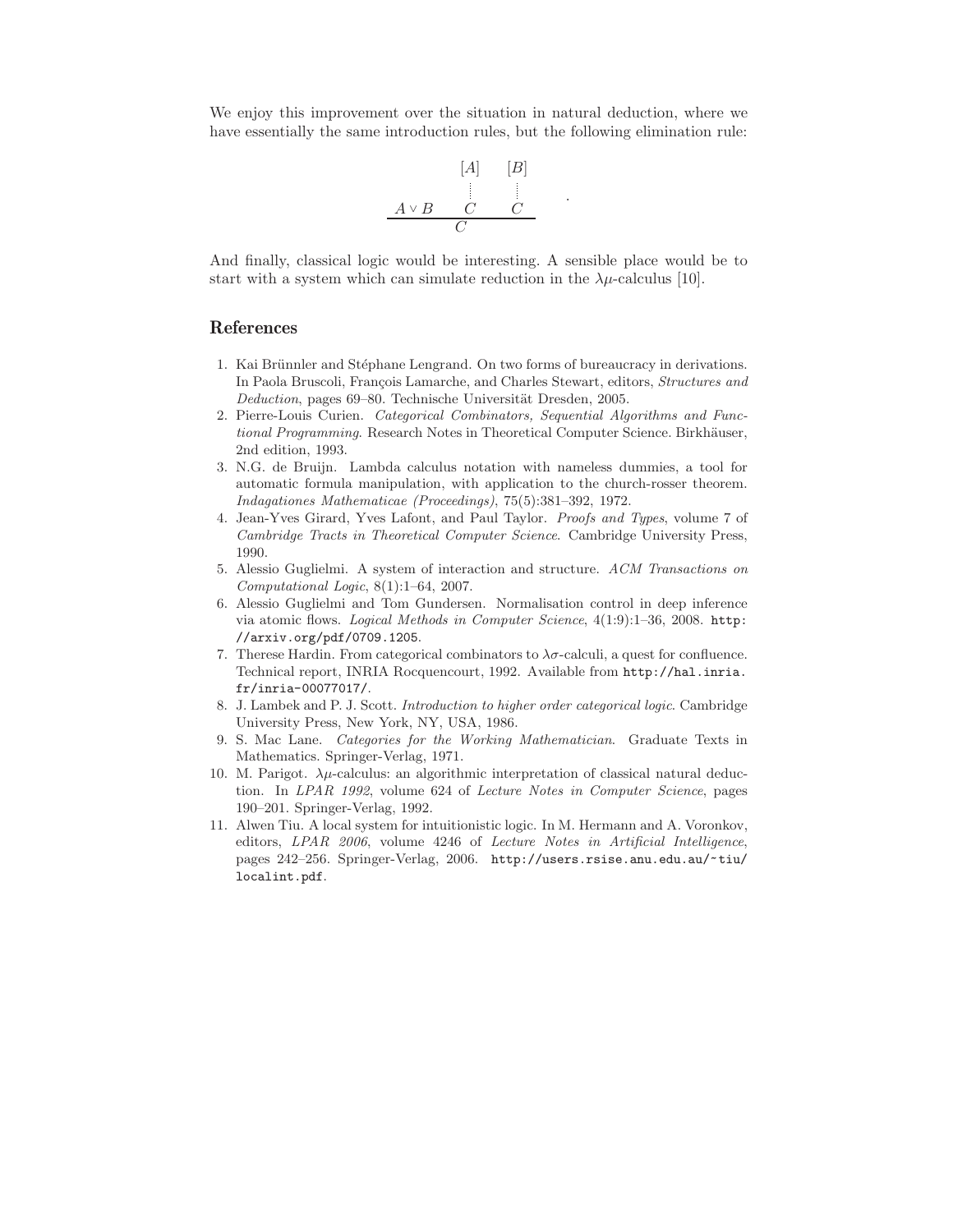We enjoy this improvement over the situation in natural deduction, where we have essentially the same introduction rules, but the following elimination rule:

$$\dfrac{A \vee B \qquad \begin{matrix}[A] \\ \vdots \\ C\end{matrix} \qquad \begin{matrix}[B] \\ \vdots \\ C\end{matrix}}{C} \quad .$$

And finally, classical logic would be interesting. A sensible place would be to start with a system which can simulate reduction in the $\lambda\mu$-calculus [10].

## References

1. Kai Brünnler and Stéphane Lengrand. On two forms of bureaucracy in derivations. In Paola Bruscoli, François Lamarche, and Charles Stewart, editors, *Structures and Deduction*, pages 69–80. Technische Universität Dresden, 2005.
2. Pierre-Louis Curien. *Categorical Combinators, Sequential Algorithms and Functional Programming*. Research Notes in Theoretical Computer Science. Birkhäuser, 2nd edition, 1993.
3. N.G. de Bruijn. Lambda calculus notation with nameless dummies, a tool for automatic formula manipulation, with application to the church-rosser theorem. *Indagationes Mathematicae (Proceedings)*, 75(5):381–392, 1972.
4. Jean-Yves Girard, Yves Lafont, and Paul Taylor. *Proofs and Types*, volume 7 of *Cambridge Tracts in Theoretical Computer Science*. Cambridge University Press, 1990.
5. Alessio Guglielmi. A system of interaction and structure. *ACM Transactions on Computational Logic*, 8(1):1–64, 2007.
6. Alessio Guglielmi and Tom Gundersen. Normalisation control in deep inference via atomic flows. *Logical Methods in Computer Science*, 4(1:9):1–36, 2008. http://arxiv.org/pdf/0709.1205.
7. Therese Hardin. From categorical combinators to $\lambda\sigma$-calculi, a quest for confluence. Technical report, INRIA Rocquencourt, 1992. Available from http://hal.inria.fr/inria-00077017/.
8. J. Lambek and P. J. Scott. *Introduction to higher order categorical logic*. Cambridge University Press, New York, NY, USA, 1986.
9. S. Mac Lane. *Categories for the Working Mathematician*. Graduate Texts in Mathematics. Springer-Verlag, 1971.
10. M. Parigot. $\lambda\mu$-calculus: an algorithmic interpretation of classical natural deduction. In *LPAR 1992*, volume 624 of *Lecture Notes in Computer Science*, pages 190–201. Springer-Verlag, 1992.
11. Alwen Tiu. A local system for intuitionistic logic. In M. Hermann and A. Voronkov, editors, *LPAR 2006*, volume 4246 of *Lecture Notes in Artificial Intelligence*, pages 242–256. Springer-Verlag, 2006. http://users.rsise.anu.edu.au/~tiu/localint.pdf.